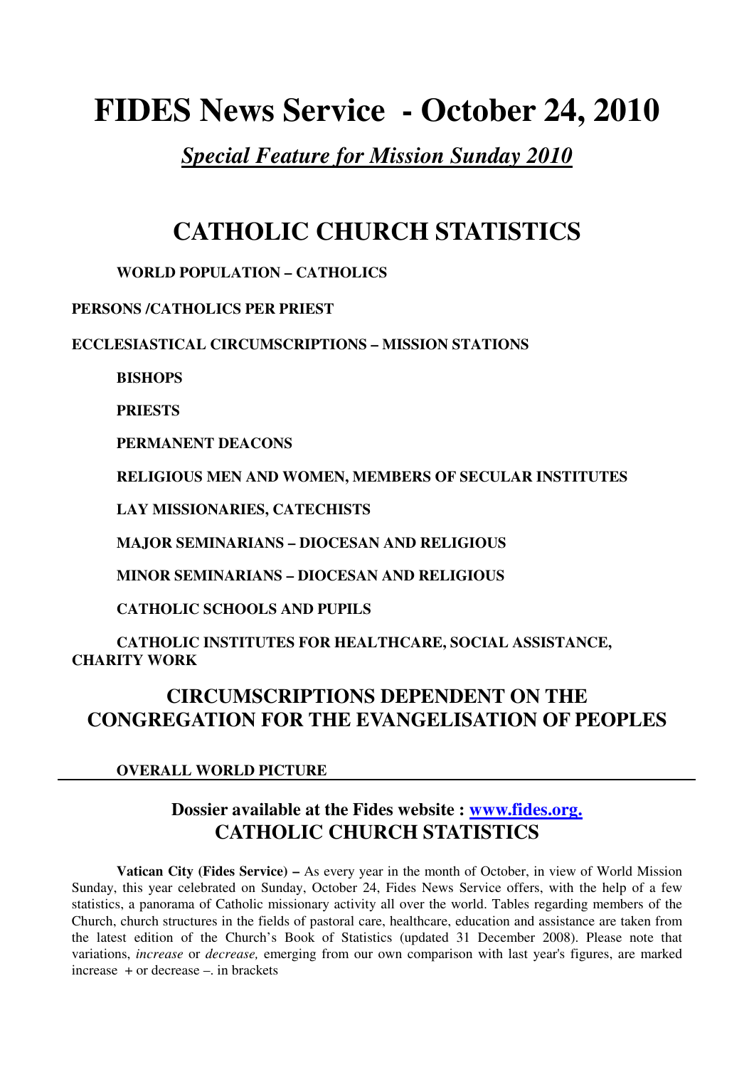# FIDES News Service - October 24, 2010

## *Special Feature for Mission Sunday 2010*

# CATHOLIC CHURCH STATISTICS

**WORLD POPULATION – CATHOLICS**

**PERSONS /CATHOLICS PER PRIEST**

**ECCLESIASTICAL CIRCUMSCRIPTIONS – MISSION STATIONS**

**BISHOPS**

**PRIESTS**

**PERMANENT DEACONS**

**RELIGIOUS MEN AND WOMEN, MEMBERS OF SECULAR INSTITUTES**

**LAY MISSIONARIES, CATECHISTS**

**MAJOR SEMINARIANS – DIOCESAN AND RELIGIOUS**

**MINOR SEMINARIANS – DIOCESAN AND RELIGIOUS**

**CATHOLIC SCHOOLS AND PUPILS**

**CATHOLIC INSTITUTES FOR HEALTHCARE, SOCIAL ASSISTANCE, CHARITY WORK**

## CIRCUMSCRIPTIONS DEPENDENT ON THE CONGREGATION FOR THE EVANGELISATION OF PEOPLES

**OVERALL WORLD PICTURE**

---

### Dossier available at the Fides website : [www.fides.org.](http://www.fides.org)

## CATHOLIC CHURCH STATISTICS

**Vatican City (Fides Service) –** As every year in the month of October, in view of World Mission Sunday, this year celebrated on Sunday, October 24, Fides News Service offers, with the help of a few statistics, a panorama of Catholic missionary activity all over the world. Tables regarding members of the Church, church structures in the fields of pastoral care, healthcare, education and assistance are taken from the latest edition of the Church's Book of Statistics (updated 31 December 2008). Please note that variations, *increase* or *decrease,* emerging from our own comparison with last year's figures, are marked increase + or decrease –. in brackets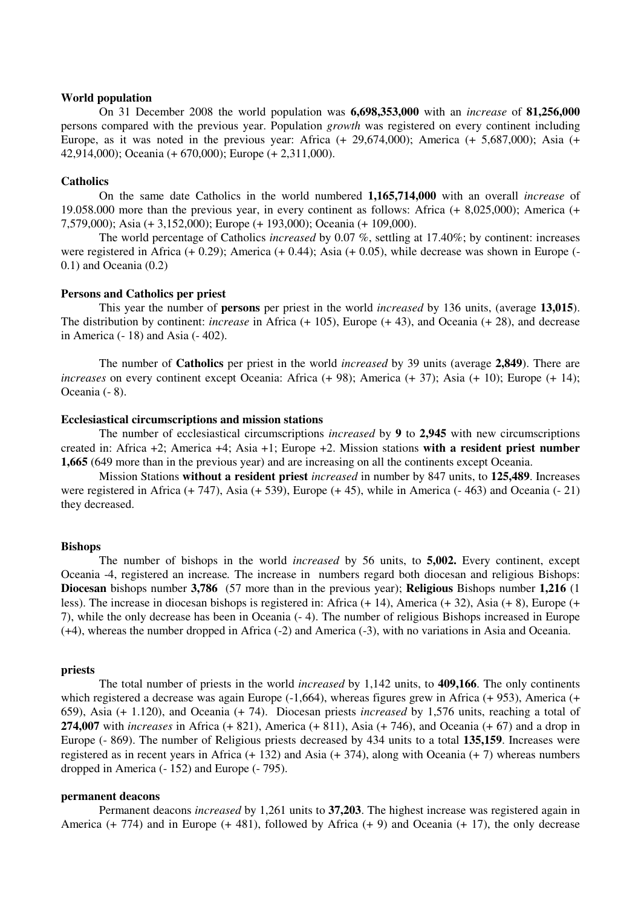**World population**

On 31 December 2008 the world population was **6,698,353,000** with an *increase* of **81,256,000** persons compared with the previous year. Population *growth* was registered on every continent including Europe, as it was noted in the previous year: Africa (+ 29,674,000); America (+ 5,687,000); Asia (+ 42,914,000); Oceania (+ 670,000); Europe (+ 2,311,000).

**Catholics**

On the same date Catholics in the world numbered **1,165,714,000** with an overall *increase* of 19.058.000 more than the previous year, in every continent as follows: Africa (+ 8,025,000); America (+ 7,579,000); Asia (+ 3,152,000); Europe (+ 193,000); Oceania (+ 109,000).

The world percentage of Catholics *increased* by 0.07 %, settling at 17.40%; by continent: increases were registered in Africa (+ 0.29); America (+ 0.44); Asia (+ 0.05), while decrease was shown in Europe (- 0.1) and Oceania (0.2)

**Persons and Catholics per priest**

This year the number of **persons** per priest in the world *increased* by 136 units, (average **13,015**). The distribution by continent: *increase* in Africa (+ 105), Europe (+ 43), and Oceania (+ 28), and decrease in America (- 18) and Asia (- 402).

The number of **Catholics** per priest in the world *increased* by 39 units (average **2,849**). There are *increases* on every continent except Oceania: Africa (+ 98); America (+ 37); Asia (+ 10); Europe (+ 14); Oceania (- 8).

**Ecclesiastical circumscriptions and mission stations**

The number of ecclesiastical circumscriptions *increased* by **9** to **2,945** with new circumscriptions created in: Africa +2; America +4; Asia +1; Europe +2. Mission stations **with a resident priest number 1,665** (649 more than in the previous year) and are increasing on all the continents except Oceania.

Mission Stations **without a resident priest** *increased* in number by 847 units, to **125,489**. Increases were registered in Africa (+ 747), Asia (+ 539), Europe (+ 45), while in America (- 463) and Oceania (- 21) they decreased.

**Bishops**

The number of bishops in the world *increased* by 56 units, to **5,002.** Every continent, except Oceania -4, registered an increase. The increase in numbers regard both diocesan and religious Bishops: **Diocesan** bishops number **3,786** (57 more than in the previous year); **Religious** Bishops number **1,216** (1 less). The increase in diocesan bishops is registered in: Africa (+ 14), America (+ 32), Asia (+ 8), Europe (+ 7), while the only decrease has been in Oceania (- 4). The number of religious Bishops increased in Europe (+4), whereas the number dropped in Africa (-2) and America (-3), with no variations in Asia and Oceania.

**priests**

The total number of priests in the world *increased* by 1,142 units, to **409,166**. The only continents which registered a decrease was again Europe (-1,664), whereas figures grew in Africa (+ 953), America (+ 659), Asia (+ 1.120), and Oceania (+ 74). Diocesan priests *increased* by 1,576 units, reaching a total of **274,007** with *increases* in Africa (+ 821), America (+ 811), Asia (+ 746), and Oceania (+ 67) and a drop in Europe (- 869). The number of Religious priests decreased by 434 units to a total **135,159**. Increases were registered as in recent years in Africa (+ 132) and Asia (+ 374), along with Oceania (+ 7) whereas numbers dropped in America (- 152) and Europe (- 795).

**permanent deacons**

Permanent deacons *increased* by 1,261 units to **37,203**. The highest increase was registered again in America (+ 774) and in Europe (+ 481), followed by Africa (+ 9) and Oceania (+ 17), the only decrease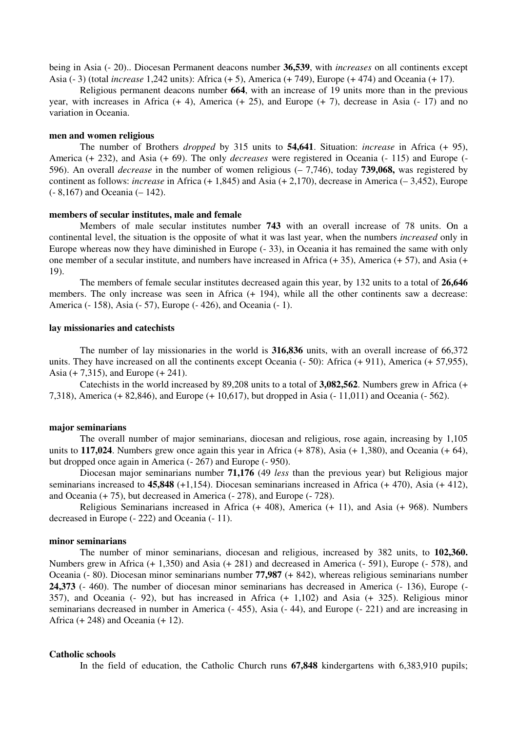being in Asia (- 20).. Diocesan Permanent deacons number **36,539**, with *increases* on all continents except Asia (- 3) (total *increase* 1,242 units): Africa (+ 5), America (+ 749), Europe (+ 474) and Oceania (+ 17).

Religious permanent deacons number **664**, with an increase of 19 units more than in the previous year, with increases in Africa (+ 4), America (+ 25), and Europe (+ 7), decrease in Asia (- 17) and no variation in Oceania.

#### men and women religious

The number of Brothers *dropped* by 315 units to **54,641**. Situation: *increase* in Africa (+ 95), America (+ 232), and Asia (+ 69). The only *decreases* were registered in Oceania (- 115) and Europe (- 596). An overall *decrease* in the number of women religious (– 7,746), today **739,068,** was registered by continent as follows: *increase* in Africa (+ 1,845) and Asia (+ 2,170), decrease in America (– 3,452), Europe (- 8,167) and Oceania (– 142).

#### members of secular institutes, male and female

Members of male secular institutes number **743** with an overall increase of 78 units. On a continental level, the situation is the opposite of what it was last year, when the numbers *increased* only in Europe whereas now they have diminished in Europe (- 33), in Oceania it has remained the same with only one member of a secular institute, and numbers have increased in Africa (+ 35), America (+ 57), and Asia (+ 19).

The members of female secular institutes decreased again this year, by 132 units to a total of **26,646** members. The only increase was seen in Africa (+ 194), while all the other continents saw a decrease: America (- 158), Asia (- 57), Europe (- 426), and Oceania (- 1).

#### lay missionaries and catechists

The number of lay missionaries in the world is **316,836** units, with an overall increase of 66,372 units. They have increased on all the continents except Oceania (- 50): Africa (+ 911), America (+ 57,955), Asia (+ 7,315), and Europe (+ 241).

Catechists in the world increased by 89,208 units to a total of **3,082,562**. Numbers grew in Africa (+ 7,318), America (+ 82,846), and Europe (+ 10,617), but dropped in Asia (- 11,011) and Oceania (- 562).

#### major seminarians

The overall number of major seminarians, diocesan and religious, rose again, increasing by 1,105 units to **117,024**. Numbers grew once again this year in Africa (+ 878), Asia (+ 1,380), and Oceania (+ 64), but dropped once again in America (- 267) and Europe (- 950).

Diocesan major seminarians number **71,176** (49 *less* than the previous year) but Religious major seminarians increased to **45,848** (+1,154). Diocesan seminarians increased in Africa (+ 470), Asia (+ 412), and Oceania (+ 75), but decreased in America (- 278), and Europe (- 728).

Religious Seminarians increased in Africa (+ 408), America (+ 11), and Asia (+ 968). Numbers decreased in Europe (- 222) and Oceania (- 11).

#### minor seminarians

The number of minor seminarians, diocesan and religious, increased by 382 units, to **102,360.** Numbers grew in Africa (+ 1,350) and Asia (+ 281) and decreased in America (- 591), Europe (- 578), and Oceania (- 80). Diocesan minor seminarians number **77,987** (+ 842), whereas religious seminarians number **24,373** (- 460). The number of diocesan minor seminarians has decreased in America (- 136), Europe (- 357), and Oceania (- 92), but has increased in Africa (+ 1,102) and Asia (+ 325). Religious minor seminarians decreased in number in America (- 455), Asia (- 44), and Europe (- 221) and are increasing in Africa (+ 248) and Oceania (+ 12).

#### Catholic schools

In the field of education, the Catholic Church runs **67,848** kindergartens with 6,383,910 pupils;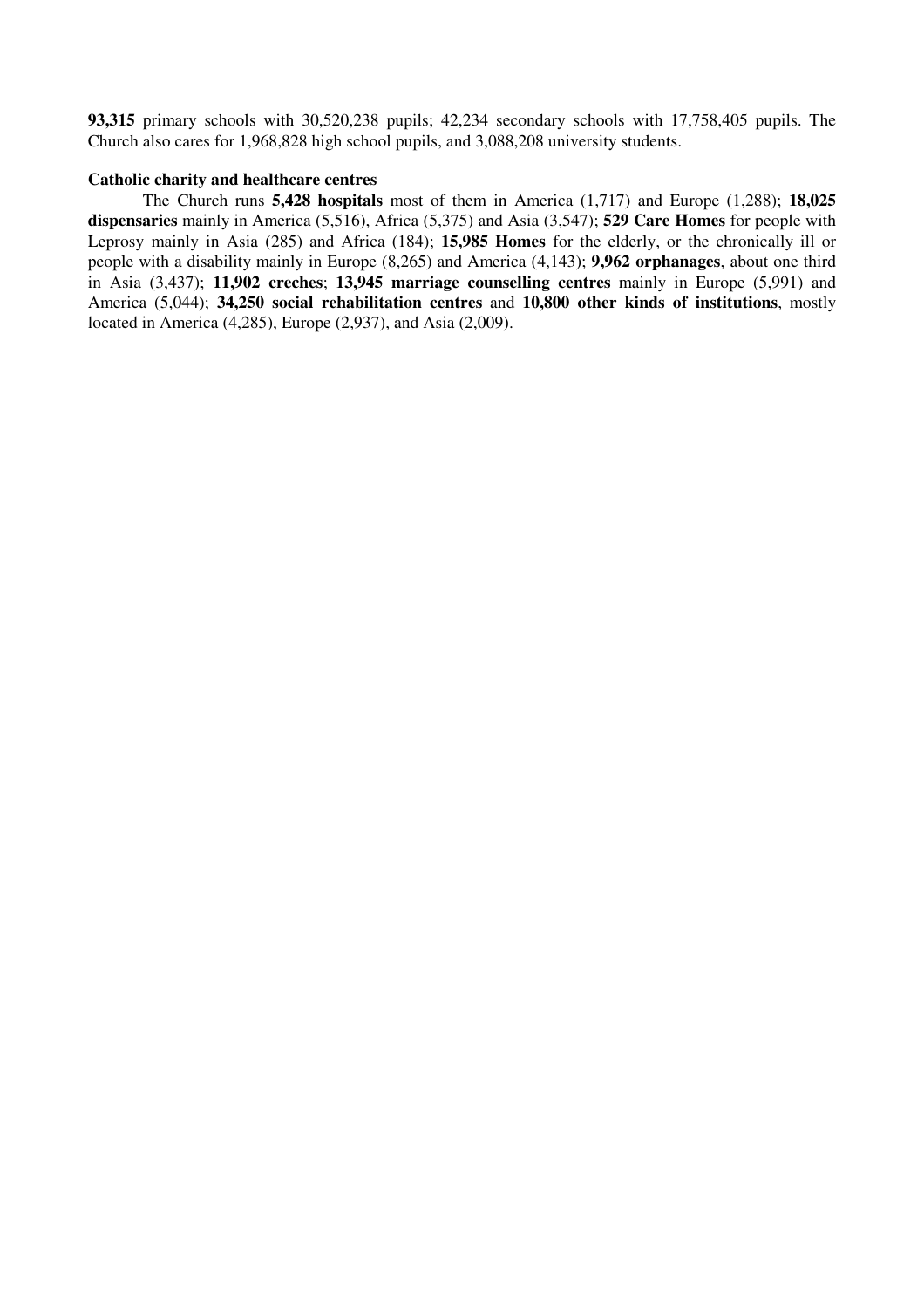**93,315** primary schools with 30,520,238 pupils; 42,234 secondary schools with 17,758,405 pupils. The Church also cares for 1,968,828 high school pupils, and 3,088,208 university students.

**Catholic charity and healthcare centres**

The Church runs **5,428 hospitals** most of them in America (1,717) and Europe (1,288); **18,025 dispensaries** mainly in America (5,516), Africa (5,375) and Asia (3,547); **529 Care Homes** for people with Leprosy mainly in Asia (285) and Africa (184); **15,985 Homes** for the elderly, or the chronically ill or people with a disability mainly in Europe (8,265) and America (4,143); **9,962 orphanages**, about one third in Asia (3,437); **11,902 creches**; **13,945 marriage counselling centres** mainly in Europe (5,991) and America (5,044); **34,250 social rehabilitation centres** and **10,800 other kinds of institutions**, mostly located in America (4,285), Europe (2,937), and Asia (2,009).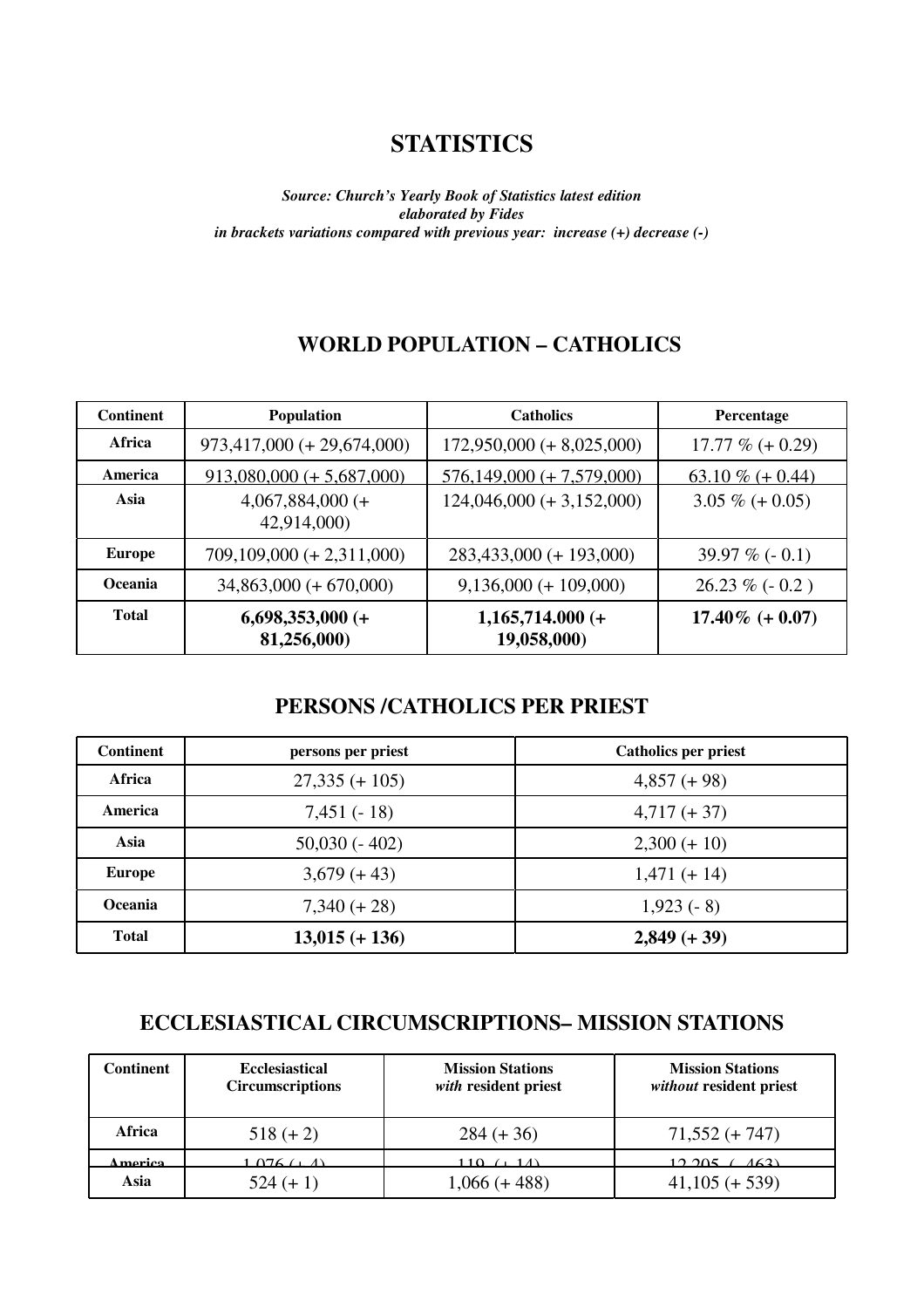# STATISTICS

***Source: Church's Yearly Book of Statistics latest edition***
***elaborated by Fides***
***in brackets variations compared with previous year: increase (+) decrease (-)***

## WORLD POPULATION – CATHOLICS

| Continent | Population | Catholics | Percentage |
|---|---|---|---|
| **Africa** | 973,417,000 (+ 29,674,000) | 172,950,000 (+ 8,025,000) | 17.77 % (+ 0.29) |
| **America** | 913,080,000 (+ 5,687,000) | 576,149,000 (+ 7,579,000) | 63.10 % (+ 0.44) |
| **Asia** | 4,067,884,000 (+ 42,914,000) | 124,046,000 (+ 3,152,000) | 3.05 % (+ 0.05) |
| **Europe** | 709,109,000 (+ 2,311,000) | 283,433,000 (+ 193,000) | 39.97 % (- 0.1) |
| **Oceania** | 34,863,000 (+ 670,000) | 9,136,000 (+ 109,000) | 26.23 % (- 0.2 ) |
| **Total** | **6,698,353,000 (+ 81,256,000)** | **1,165,714.000 (+ 19,058,000)** | **17.40% (+ 0.07)** |

## PERSONS /CATHOLICS PER PRIEST

| Continent | persons per priest | Catholics per priest |
|---|---|---|
| **Africa** | 27,335 (+ 105) | 4,857 (+ 98) |
| **America** | 7,451 (- 18) | 4,717 (+ 37) |
| **Asia** | 50,030 (- 402) | 2,300 (+ 10) |
| **Europe** | 3,679 (+ 43) | 1,471 (+ 14) |
| **Oceania** | 7,340 (+ 28) | 1,923 (- 8) |
| **Total** | **13,015 (+ 136)** | **2,849 (+ 39)** |

## ECCLESIASTICAL CIRCUMSCRIPTIONS– MISSION STATIONS

| Continent | Ecclesiastical Circumscriptions | Mission Stations *with* resident priest | Mission Stations *without* resident priest |
|---|---|---|---|
| **Africa** | 518 (+ 2) | 284 (+ 36) | 71,552 (+ 747) |
| **America** | 1,076 (+ 4) | 119 (+ 14) | 12,205 (- 463) |
| **Asia** | 524 (+ 1) | 1,066 (+ 488) | 41,105 (+ 539) |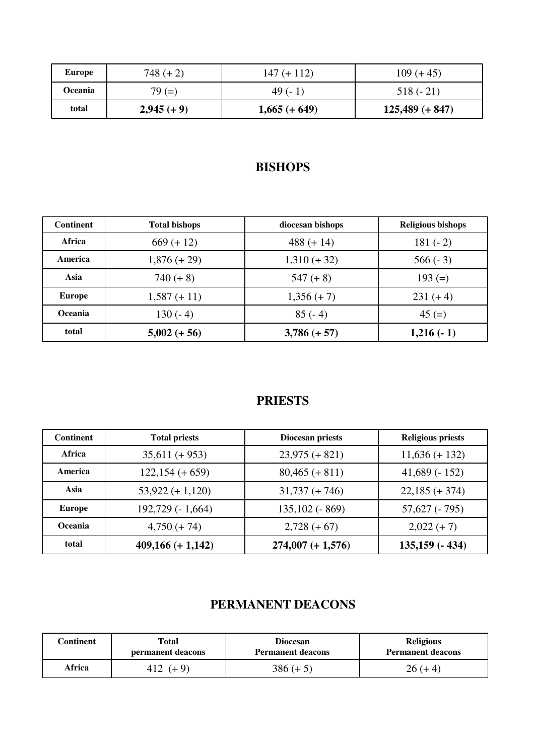| | | | |
|---|---|---|---|
| **Europe** | 748 (+ 2) | 147 (+ 112) | 109 (+ 45) |
| **Oceania** | 79 (=) | 49 (- 1) | 518 (- 21) |
| **total** | **2,945 (+ 9)** | **1,665 (+ 649)** | **125,489 (+ 847)** |

## BISHOPS

| Continent | Total bishops | diocesan bishops | Religious bishops |
|---|---|---|---|
| **Africa** | 669 (+ 12) | 488 (+ 14) | 181 (- 2) |
| **America** | 1,876 (+ 29) | 1,310 (+ 32) | 566 (- 3) |
| **Asia** | 740 (+ 8) | 547 (+ 8) | 193 (=) |
| **Europe** | 1,587 (+ 11) | 1,356 (+ 7) | 231 (+ 4) |
| **Oceania** | 130 (- 4) | 85 (- 4) | 45 (=) |
| **total** | **5,002 (+ 56)** | **3,786 (+ 57)** | **1,216 (- 1)** |

## PRIESTS

| Continent | Total priests | Diocesan priests | Religious priests |
|---|---|---|---|
| **Africa** | 35,611 (+ 953) | 23,975 (+ 821) | 11,636 (+ 132) |
| **America** | 122,154 (+ 659) | 80,465 (+ 811) | 41,689 (- 152) |
| **Asia** | 53,922 (+ 1,120) | 31,737 (+ 746) | 22,185 (+ 374) |
| **Europe** | 192,729 (- 1,664) | 135,102 (- 869) | 57,627 (- 795) |
| **Oceania** | 4,750 (+ 74) | 2,728 (+ 67) | 2,022 (+ 7) |
| **total** | **409,166 (+ 1,142)** | **274,007 (+ 1,576)** | **135,159 (- 434)** |

## PERMANENT DEACONS

| Continent | Total permanent deacons | Diocesan Permanent deacons | Religious Permanent deacons |
|---|---|---|---|
| **Africa** | 412 (+ 9) | 386 (+ 5) | 26 (+ 4) |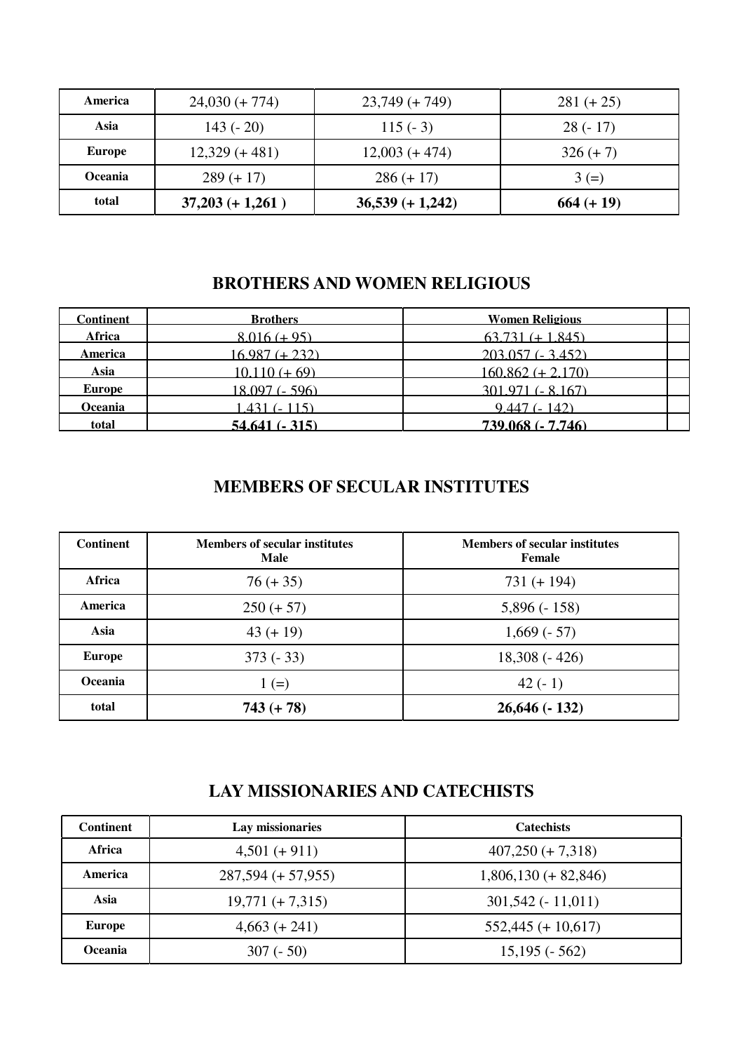| America | 24,030 (+ 774) | 23,749 (+ 749) | 281 (+ 25) |
|---|---|---|---|
| Asia | 143 (- 20) | 115 (- 3) | 28 (- 17) |
| Europe | 12,329 (+ 481) | 12,003 (+ 474) | 326 (+ 7) |
| Oceania | 289 (+ 17) | 286 (+ 17) | 3 (=) |
| total | **37,203 (+ 1,261 )** | **36,539 (+ 1,242)** | **664 (+ 19)** |

## BROTHERS AND WOMEN RELIGIOUS

| Continent | Brothers | Women Religious | |
|---|---|---|---|
| Africa | 8,016 (+ 95) | 63,731 (+ 1,845) | |
| America | 16,987 (+ 232) | 203,057 (- 3,452) | |
| Asia | 10,110 (+ 69) | 160,862 (+ 2,170) | |
| Europe | 18,097 (- 596) | 301,971 (- 8,167) | |
| Oceania | 1,431 (- 115) | 9,447 (- 142) | |
| total | **54,641 (- 315)** | **739,068 (- 7,746)** | |

## MEMBERS OF SECULAR INSTITUTES

| Continent | Members of secular institutes Male | Members of secular institutes Female |
|---|---|---|
| Africa | 76 (+ 35) | 731 (+ 194) |
| America | 250 (+ 57) | 5,896 (- 158) |
| Asia | 43 (+ 19) | 1,669 (- 57) |
| Europe | 373 (- 33) | 18,308 (- 426) |
| Oceania | 1 (=) | 42 (- 1) |
| total | **743 (+ 78)** | **26,646 (- 132)** |

## LAY MISSIONARIES AND CATECHISTS

| Continent | Lay missionaries | Catechists |
|---|---|---|
| Africa | 4,501 (+ 911) | 407,250 (+ 7,318) |
| America | 287,594 (+ 57,955) | 1,806,130 (+ 82,846) |
| Asia | 19,771 (+ 7,315) | 301,542 (- 11,011) |
| Europe | 4,663 (+ 241) | 552,445 (+ 10,617) |
| Oceania | 307 (- 50) | 15,195 (- 562) |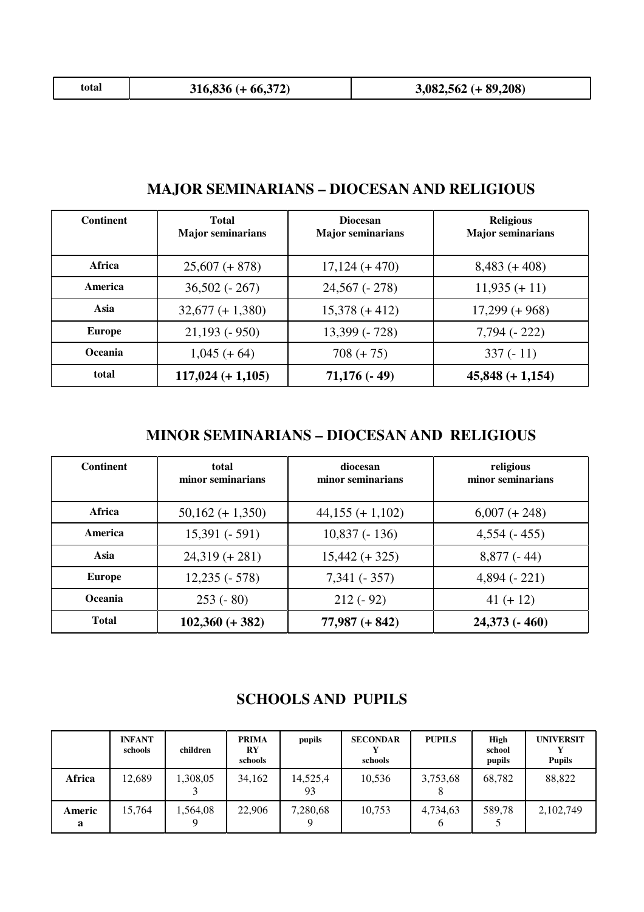| total | 316,836 (+ 66,372) | 3,082,562 (+ 89,208) |
|---|---|---|

## MAJOR SEMINARIANS – DIOCESAN AND RELIGIOUS

| Continent | Total Major seminarians | Diocesan Major seminarians | Religious Major seminarians |
|---|---|---|---|
| Africa | 25,607 (+ 878) | 17,124 (+ 470) | 8,483 (+ 408) |
| America | 36,502 (- 267) | 24,567 (- 278) | 11,935 (+ 11) |
| Asia | 32,677 (+ 1,380) | 15,378 (+ 412) | 17,299 (+ 968) |
| Europe | 21,193 (- 950) | 13,399 (- 728) | 7,794 (- 222) |
| Oceania | 1,045 (+ 64) | 708 (+ 75) | 337 (- 11) |
| **total** | **117,024 (+ 1,105)** | **71,176 (- 49)** | **45,848 (+ 1,154)** |

## MINOR SEMINARIANS – DIOCESAN AND RELIGIOUS

| Continent | total minor seminarians | diocesan minor seminarians | religious minor seminarians |
|---|---|---|---|
| Africa | 50,162 (+ 1,350) | 44,155 (+ 1,102) | 6,007 (+ 248) |
| America | 15,391 (- 591) | 10,837 (- 136) | 4,554 (- 455) |
| Asia | 24,319 (+ 281) | 15,442 (+ 325) | 8,877 (- 44) |
| Europe | 12,235 (- 578) | 7,341 (- 357) | 4,894 (- 221) |
| Oceania | 253 (- 80) | 212 (- 92) | 41 (+ 12) |
| **Total** | **102,360 (+ 382)** | **77,987 (+ 842)** | **24,373 (- 460)** |

## SCHOOLS AND PUPILS

| | INFANT schools | children | PRIMARY schools | pupils | SECONDARY schools | PUPILS | High school pupils | UNIVERSITY Pupils |
|---|---|---|---|---|---|---|---|---|
| Africa | 12,689 | 1,308,053 | 34,162 | 14,525,493 | 10,536 | 3,753,688 | 68,782 | 88,822 |
| America | 15,764 | 1,564,089 | 22,906 | 7,280,689 | 10,753 | 4,734,636 | 589,785 | 2,102,749 |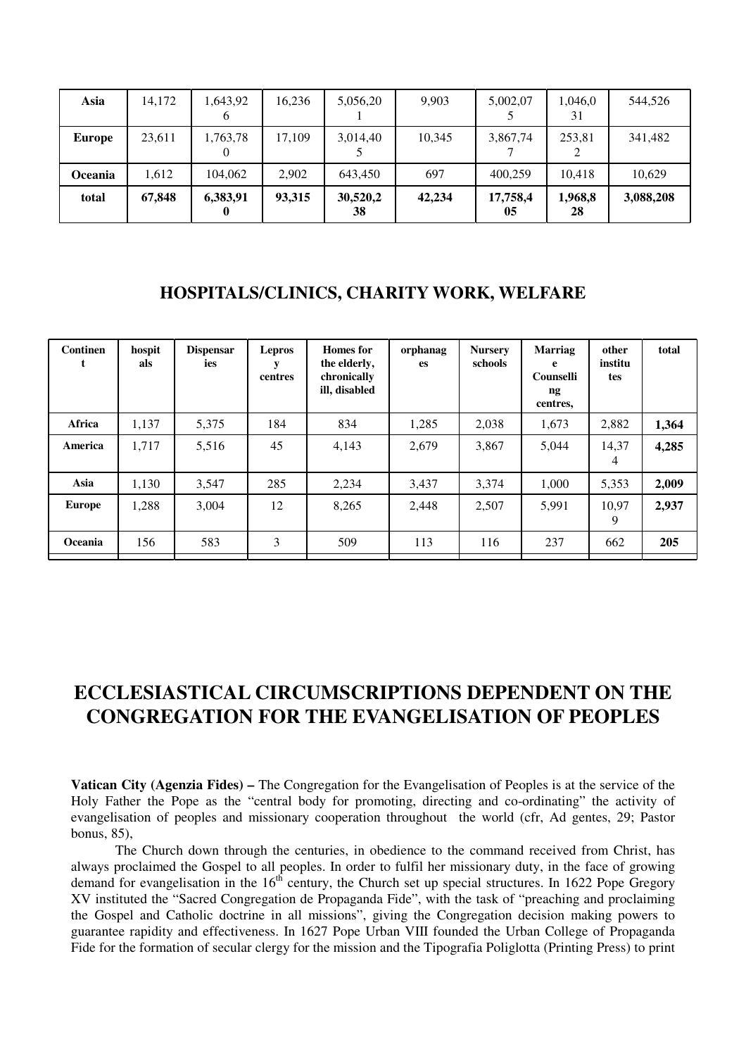| Asia | 14,172 | 1,643,926 | 16,236 | 5,056,201 | 9,903 | 5,002,075 | 1,046,031 | 544,526 |
|---|---|---|---|---|---|---|---|---|
| **Europe** | 23,611 | 1,763,780 | 17,109 | 3,014,405 | 10,345 | 3,867,747 | 253,812 | 341,482 |
| **Oceania** | 1,612 | 104,062 | 2,902 | 643,450 | 697 | 400,259 | 10,418 | 10,629 |
| **total** | **67,848** | **6,383,910** | **93,315** | **30,520,238** | **42,234** | **17,758,405** | **1,968,828** | **3,088,208** |

## HOSPITALS/CLINICS, CHARITY WORK, WELFARE

| Continent | hospitals | Dispensaries | Leprosy centres | Homes for the elderly, chronically ill, disabled | orphanages | Nursery schools | Marriage Counselling centres, | other institutes | total |
|---|---|---|---|---|---|---|---|---|---|
| **Africa** | 1,137 | 5,375 | 184 | 834 | 1,285 | 2,038 | 1,673 | 2,882 | **1,364** |
| **America** | 1,717 | 5,516 | 45 | 4,143 | 2,679 | 3,867 | 5,044 | 14,374 | **4,285** |
| **Asia** | 1,130 | 3,547 | 285 | 2,234 | 3,437 | 3,374 | 1,000 | 5,353 | **2,009** |
| **Europe** | 1,288 | 3,004 | 12 | 8,265 | 2,448 | 2,507 | 5,991 | 10,979 | **2,937** |
| **Oceania** | 156 | 583 | 3 | 509 | 113 | 116 | 237 | 662 | **205** |

# ECCLESIASTICAL CIRCUMSCRIPTIONS DEPENDENT ON THE CONGREGATION FOR THE EVANGELISATION OF PEOPLES

**Vatican City (Agenzia Fides) –** The Congregation for the Evangelisation of Peoples is at the service of the Holy Father the Pope as the "central body for promoting, directing and co-ordinating" the activity of evangelisation of peoples and missionary cooperation throughout the world (cfr, Ad gentes, 29; Pastor bonus, 85),

The Church down through the centuries, in obedience to the command received from Christ, has always proclaimed the Gospel to all peoples. In order to fulfil her missionary duty, in the face of growing demand for evangelisation in the 16th century, the Church set up special structures. In 1622 Pope Gregory XV instituted the "Sacred Congregation de Propaganda Fide", with the task of "preaching and proclaiming the Gospel and Catholic doctrine in all missions", giving the Congregation decision making powers to guarantee rapidity and effectiveness. In 1627 Pope Urban VIII founded the Urban College of Propaganda Fide for the formation of secular clergy for the mission and the Tipografia Poliglotta (Printing Press) to print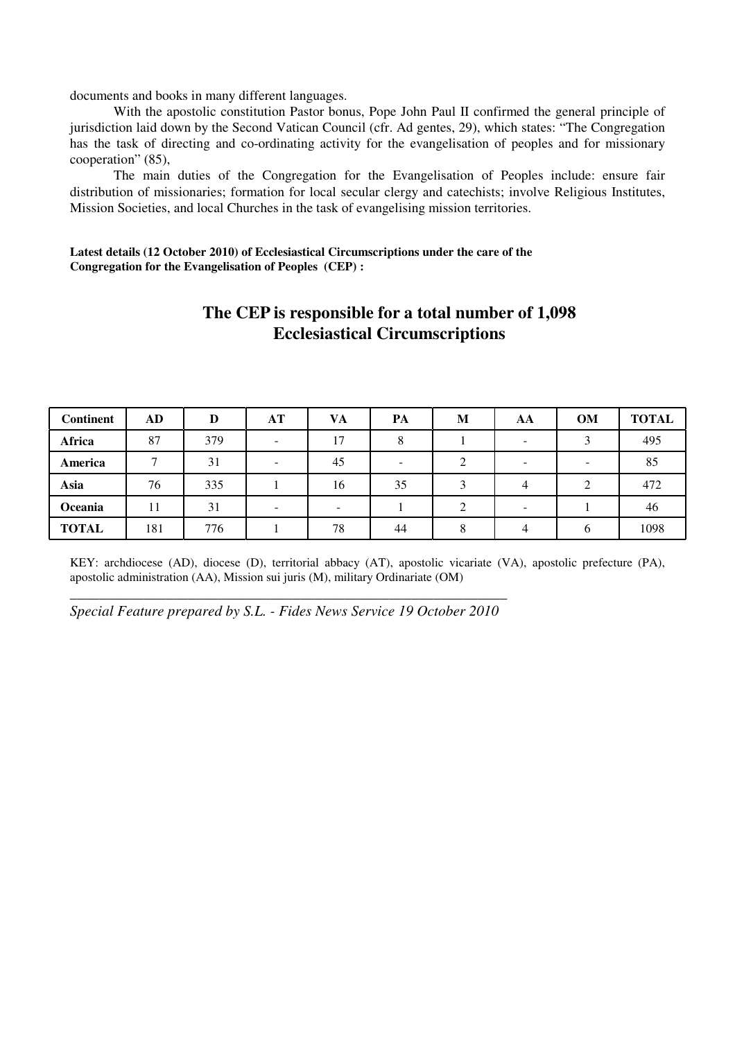documents and books in many different languages.

With the apostolic constitution Pastor bonus, Pope John Paul II confirmed the general principle of jurisdiction laid down by the Second Vatican Council (cfr. Ad gentes, 29), which states: "The Congregation has the task of directing and co-ordinating activity for the evangelisation of peoples and for missionary cooperation" (85),

The main duties of the Congregation for the Evangelisation of Peoples include: ensure fair distribution of missionaries; formation for local secular clergy and catechists; involve Religious Institutes, Mission Societies, and local Churches in the task of evangelising mission territories.

**Latest details (12 October 2010) of Ecclesiastical Circumscriptions under the care of the Congregation for the Evangelisation of Peoples (CEP) :**

## The CEP is responsible for a total number of 1,098 Ecclesiastical Circumscriptions

| Continent | AD | D | AT | VA | PA | M | AA | OM | TOTAL |
|---|---|---|---|---|---|---|---|---|---|
| **Africa** | 87 | 379 | - | 17 | 8 | 1 | - | 3 | 495 |
| **America** | 7 | 31 | - | 45 | - | 2 | - | - | 85 |
| **Asia** | 76 | 335 | 1 | 16 | 35 | 3 | 4 | 2 | 472 |
| **Oceania** | 11 | 31 | - | - | 1 | 2 | - | 1 | 46 |
| **TOTAL** | 181 | 776 | 1 | 78 | 44 | 8 | 4 | 6 | 1098 |

KEY: archdiocese (AD), diocese (D), territorial abbacy (AT), apostolic vicariate (VA), apostolic prefecture (PA), apostolic administration (AA), Mission sui juris (M), military Ordinariate (OM)

---

*Special Feature prepared by S.L. - Fides News Service 19 October 2010*